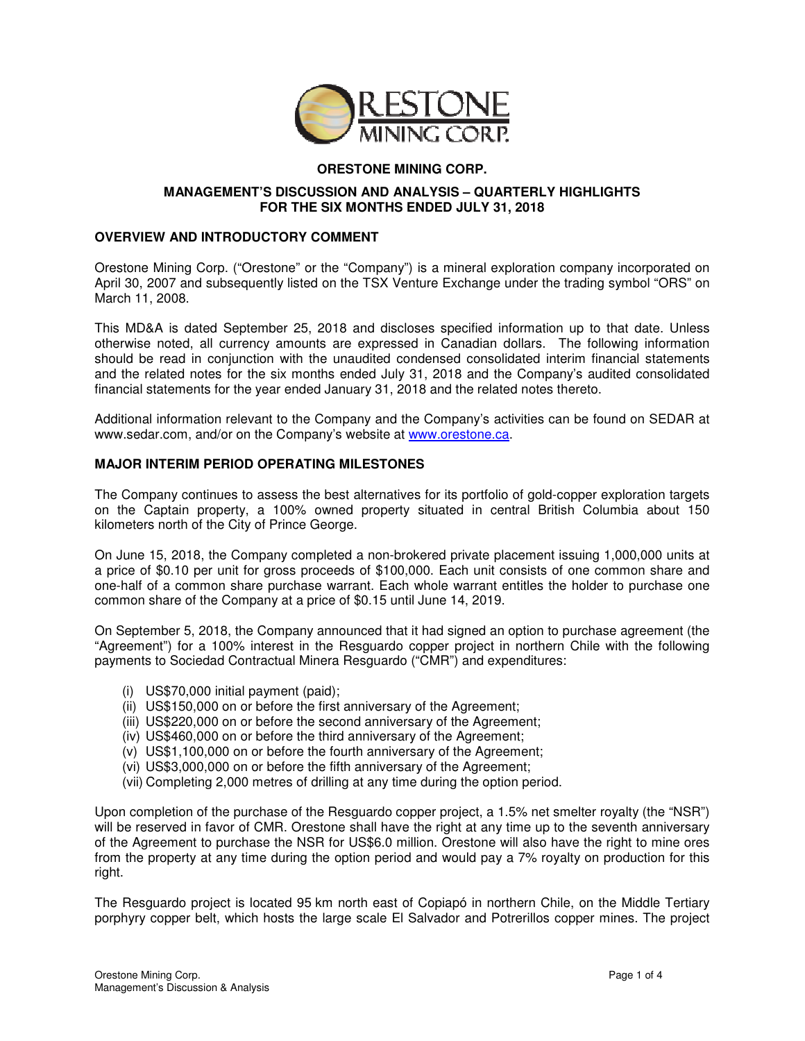# ORESTONE MINING CORP.

## MANAGEMENT'S DISCUSSION AND ANALYSIS – QUARTERLY HIGHLIGHTS FOR THE SIX MONTHS ENDED JULY 31, 2018

### OVERVIEW AND INTRODUCTORY COMMENT

Orestone Mining Corp. ("Orestone" or the "Company") is a mineral exploration company incorporated on April 30, 2007 and subsequently listed on the TSX Venture Exchange under the trading symbol "ORS" on March 11, 2008.

This MD&A is dated September 25, 2018 and discloses specified information up to that date. Unless otherwise noted, all currency amounts are expressed in Canadian dollars. The following information should be read in conjunction with the unaudited condensed consolidated interim financial statements and the related notes for the six months ended July 31, 2018 and the Company's audited consolidated financial statements for the year ended January 31, 2018 and the related notes thereto.

Additional information relevant to the Company and the Company's activities can be found on SEDAR at www.sedar.com, and/or on the Company's website at www.orestone.ca.

### MAJOR INTERIM PERIOD OPERATING MILESTONES

The Company continues to assess the best alternatives for its portfolio of gold-copper exploration targets on the Captain property, a 100% owned property situated in central British Columbia about 150 kilometers north of the City of Prince George.

On June 15, 2018, the Company completed a non-brokered private placement issuing 1,000,000 units at a price of $0.10 per unit for gross proceeds of $100,000. Each unit consists of one common share and one-half of a common share purchase warrant. Each whole warrant entitles the holder to purchase one common share of the Company at a price of $0.15 until June 14, 2019.

On September 5, 2018, the Company announced that it had signed an option to purchase agreement (the "Agreement") for a 100% interest in the Resguardo copper project in northern Chile with the following payments to Sociedad Contractual Minera Resguardo ("CMR") and expenditures:

- (i) US$70,000 initial payment (paid);
- (ii) US$150,000 on or before the first anniversary of the Agreement;
- (iii) US$220,000 on or before the second anniversary of the Agreement;
- (iv) US$460,000 on or before the third anniversary of the Agreement;
- (v) US$1,100,000 on or before the fourth anniversary of the Agreement;
- (vi) US$3,000,000 on or before the fifth anniversary of the Agreement;
- (vii) Completing 2,000 metres of drilling at any time during the option period.

Upon completion of the purchase of the Resguardo copper project, a 1.5% net smelter royalty (the "NSR") will be reserved in favor of CMR. Orestone shall have the right at any time up to the seventh anniversary of the Agreement to purchase the NSR for US$6.0 million. Orestone will also have the right to mine ores from the property at any time during the option period and would pay a 7% royalty on production for this right.

The Resguardo project is located 95 km north east of Copiapó in northern Chile, on the Middle Tertiary porphyry copper belt, which hosts the large scale El Salvador and Potrerillos copper mines. The project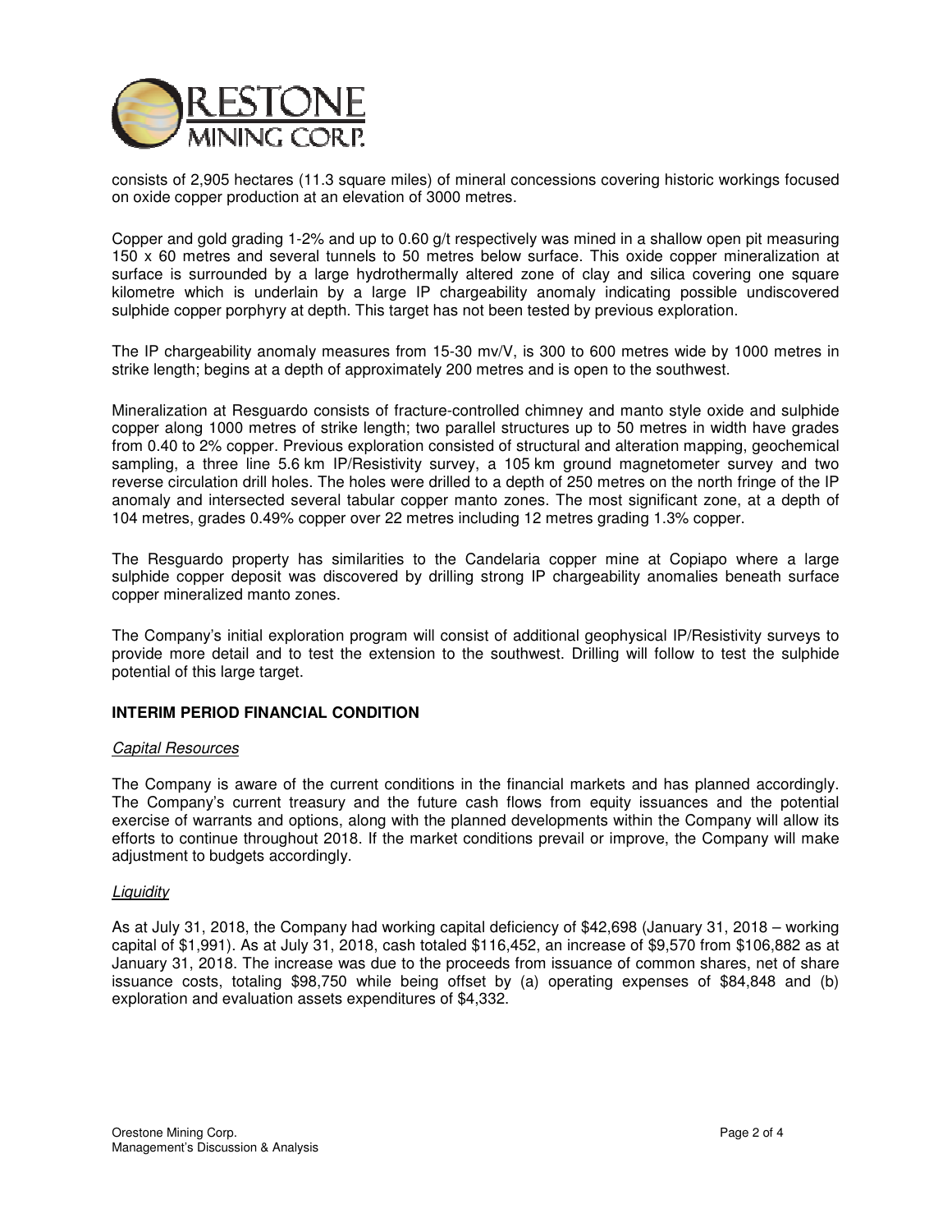consists of 2,905 hectares (11.3 square miles) of mineral concessions covering historic workings focused on oxide copper production at an elevation of 3000 metres.

Copper and gold grading 1-2% and up to 0.60 g/t respectively was mined in a shallow open pit measuring 150 x 60 metres and several tunnels to 50 metres below surface. This oxide copper mineralization at surface is surrounded by a large hydrothermally altered zone of clay and silica covering one square kilometre which is underlain by a large IP chargeability anomaly indicating possible undiscovered sulphide copper porphyry at depth. This target has not been tested by previous exploration.

The IP chargeability anomaly measures from 15-30 mv/V, is 300 to 600 metres wide by 1000 metres in strike length; begins at a depth of approximately 200 metres and is open to the southwest.

Mineralization at Resguardo consists of fracture-controlled chimney and manto style oxide and sulphide copper along 1000 metres of strike length; two parallel structures up to 50 metres in width have grades from 0.40 to 2% copper. Previous exploration consisted of structural and alteration mapping, geochemical sampling, a three line 5.6 km IP/Resistivity survey, a 105 km ground magnetometer survey and two reverse circulation drill holes. The holes were drilled to a depth of 250 metres on the north fringe of the IP anomaly and intersected several tabular copper manto zones. The most significant zone, at a depth of 104 metres, grades 0.49% copper over 22 metres including 12 metres grading 1.3% copper.

The Resguardo property has similarities to the Candelaria copper mine at Copiapo where a large sulphide copper deposit was discovered by drilling strong IP chargeability anomalies beneath surface copper mineralized manto zones.

The Company's initial exploration program will consist of additional geophysical IP/Resistivity surveys to provide more detail and to test the extension to the southwest. Drilling will follow to test the sulphide potential of this large target.

## INTERIM PERIOD FINANCIAL CONDITION

### *Capital Resources*

The Company is aware of the current conditions in the financial markets and has planned accordingly. The Company's current treasury and the future cash flows from equity issuances and the potential exercise of warrants and options, along with the planned developments within the Company will allow its efforts to continue throughout 2018. If the market conditions prevail or improve, the Company will make adjustment to budgets accordingly.

### *Liquidity*

As at July 31, 2018, the Company had working capital deficiency of $42,698 (January 31, 2018 – working capital of $1,991). As at July 31, 2018, cash totaled $116,452, an increase of $9,570 from $106,882 as at January 31, 2018. The increase was due to the proceeds from issuance of common shares, net of share issuance costs, totaling $98,750 while being offset by (a) operating expenses of $84,848 and (b) exploration and evaluation assets expenditures of $4,332.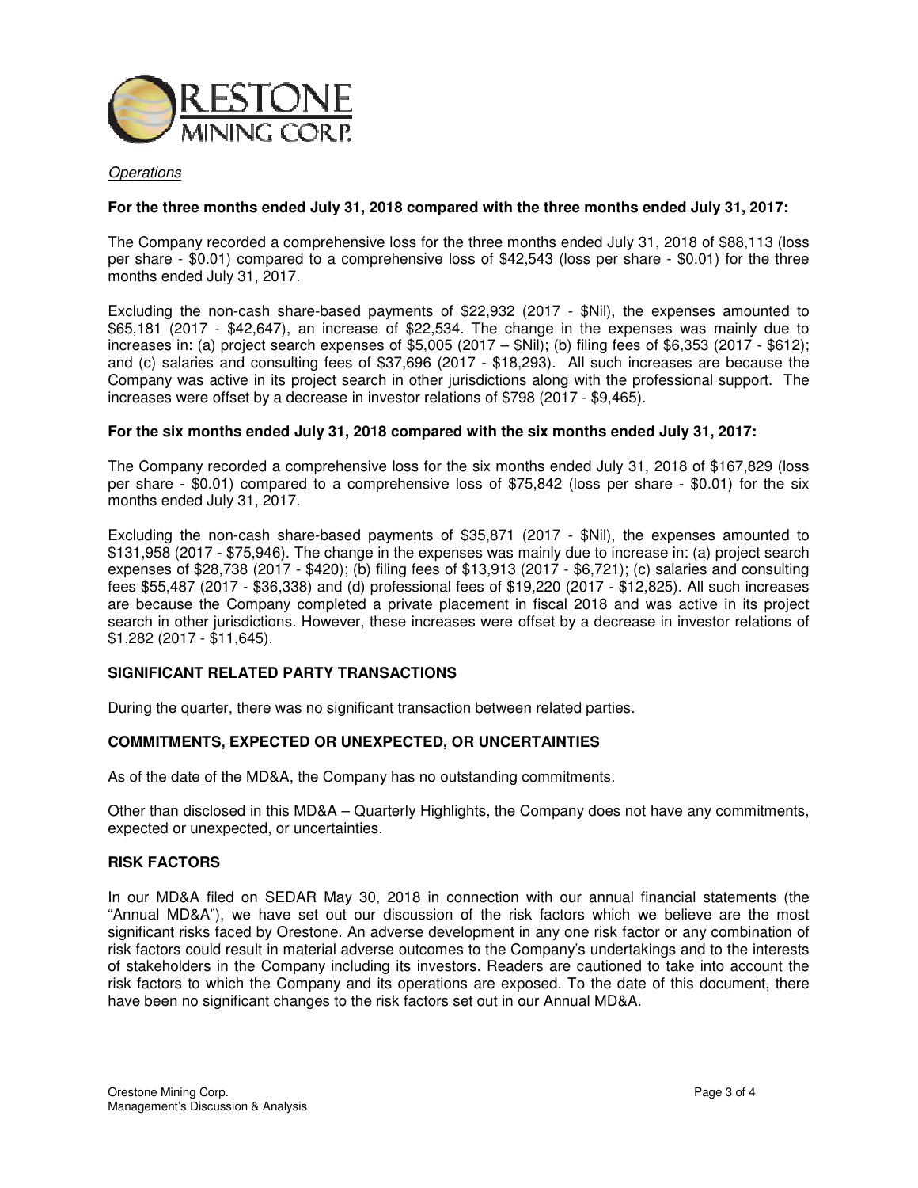*Operations*

**For the three months ended July 31, 2018 compared with the three months ended July 31, 2017:**

The Company recorded a comprehensive loss for the three months ended July 31, 2018 of $88,113 (loss per share - $0.01) compared to a comprehensive loss of $42,543 (loss per share - $0.01) for the three months ended July 31, 2017.

Excluding the non-cash share-based payments of $22,932 (2017 - $Nil), the expenses amounted to $65,181 (2017 - $42,647), an increase of $22,534. The change in the expenses was mainly due to increases in: (a) project search expenses of $5,005 (2017 – $Nil); (b) filing fees of $6,353 (2017 - $612); and (c) salaries and consulting fees of $37,696 (2017 - $18,293). All such increases are because the Company was active in its project search in other jurisdictions along with the professional support. The increases were offset by a decrease in investor relations of $798 (2017 - $9,465).

**For the six months ended July 31, 2018 compared with the six months ended July 31, 2017:**

The Company recorded a comprehensive loss for the six months ended July 31, 2018 of $167,829 (loss per share - $0.01) compared to a comprehensive loss of $75,842 (loss per share - $0.01) for the six months ended July 31, 2017.

Excluding the non-cash share-based payments of $35,871 (2017 - $Nil), the expenses amounted to $131,958 (2017 - $75,946). The change in the expenses was mainly due to increase in: (a) project search expenses of $28,738 (2017 - $420); (b) filing fees of $13,913 (2017 - $6,721); (c) salaries and consulting fees $55,487 (2017 - $36,338) and (d) professional fees of $19,220 (2017 - $12,825). All such increases are because the Company completed a private placement in fiscal 2018 and was active in its project search in other jurisdictions. However, these increases were offset by a decrease in investor relations of $1,282 (2017 - $11,645).

## SIGNIFICANT RELATED PARTY TRANSACTIONS

During the quarter, there was no significant transaction between related parties.

## COMMITMENTS, EXPECTED OR UNEXPECTED, OR UNCERTAINTIES

As of the date of the MD&A, the Company has no outstanding commitments.

Other than disclosed in this MD&A – Quarterly Highlights, the Company does not have any commitments, expected or unexpected, or uncertainties.

## RISK FACTORS

In our MD&A filed on SEDAR May 30, 2018 in connection with our annual financial statements (the "Annual MD&A"), we have set out our discussion of the risk factors which we believe are the most significant risks faced by Orestone. An adverse development in any one risk factor or any combination of risk factors could result in material adverse outcomes to the Company's undertakings and to the interests of stakeholders in the Company including its investors. Readers are cautioned to take into account the risk factors to which the Company and its operations are exposed. To the date of this document, there have been no significant changes to the risk factors set out in our Annual MD&A.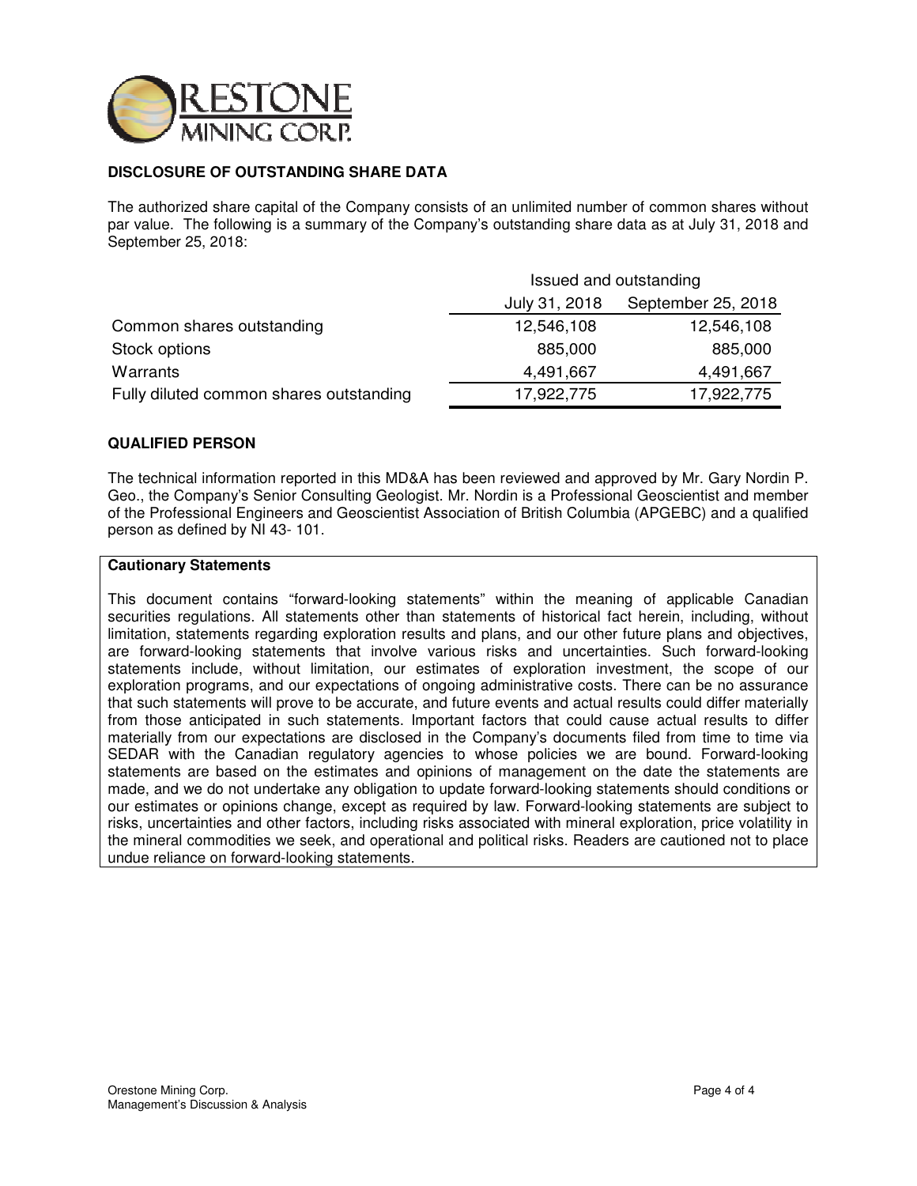## DISCLOSURE OF OUTSTANDING SHARE DATA

The authorized share capital of the Company consists of an unlimited number of common shares without par value. The following is a summary of the Company's outstanding share data as at July 31, 2018 and September 25, 2018:

| | Issued and outstanding | |
|---|---|---|
| | July 31, 2018 | September 25, 2018 |
| Common shares outstanding | 12,546,108 | 12,546,108 |
| Stock options | 885,000 | 885,000 |
| Warrants | 4,491,667 | 4,491,667 |
| Fully diluted common shares outstanding | 17,922,775 | 17,922,775 |

## QUALIFIED PERSON

The technical information reported in this MD&A has been reviewed and approved by Mr. Gary Nordin P. Geo., the Company's Senior Consulting Geologist. Mr. Nordin is a Professional Geoscientist and member of the Professional Engineers and Geoscientist Association of British Columbia (APGEBC) and a qualified person as defined by NI 43- 101.

**Cautionary Statements**

This document contains "forward-looking statements" within the meaning of applicable Canadian securities regulations. All statements other than statements of historical fact herein, including, without limitation, statements regarding exploration results and plans, and our other future plans and objectives, are forward-looking statements that involve various risks and uncertainties. Such forward-looking statements include, without limitation, our estimates of exploration investment, the scope of our exploration programs, and our expectations of ongoing administrative costs. There can be no assurance that such statements will prove to be accurate, and future events and actual results could differ materially from those anticipated in such statements. Important factors that could cause actual results to differ materially from our expectations are disclosed in the Company's documents filed from time to time via SEDAR with the Canadian regulatory agencies to whose policies we are bound. Forward-looking statements are based on the estimates and opinions of management on the date the statements are made, and we do not undertake any obligation to update forward-looking statements should conditions or our estimates or opinions change, except as required by law. Forward-looking statements are subject to risks, uncertainties and other factors, including risks associated with mineral exploration, price volatility in the mineral commodities we seek, and operational and political risks. Readers are cautioned not to place undue reliance on forward-looking statements.